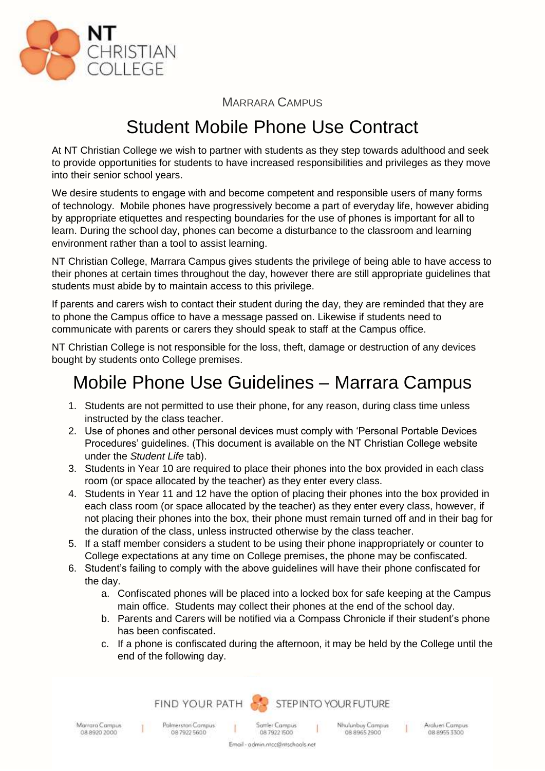NT CHRISTIAN COLLEGE

MARRARA CAMPUS

# Student Mobile Phone Use Contract

At NT Christian College we wish to partner with students as they step towards adulthood and seek to provide opportunities for students to have increased responsibilities and privileges as they move into their senior school years.

We desire students to engage with and become competent and responsible users of many forms of technology. Mobile phones have progressively become a part of everyday life, however abiding by appropriate etiquettes and respecting boundaries for the use of phones is important for all to learn. During the school day, phones can become a disturbance to the classroom and learning environment rather than a tool to assist learning.

NT Christian College, Marrara Campus gives students the privilege of being able to have access to their phones at certain times throughout the day, however there are still appropriate guidelines that students must abide by to maintain access to this privilege.

If parents and carers wish to contact their student during the day, they are reminded that they are to phone the Campus office to have a message passed on. Likewise if students need to communicate with parents or carers they should speak to staff at the Campus office.

NT Christian College is not responsible for the loss, theft, damage or destruction of any devices bought by students onto College premises.

# Mobile Phone Use Guidelines – Marrara Campus

1. Students are not permitted to use their phone, for any reason, during class time unless instructed by the class teacher.
2. Use of phones and other personal devices must comply with 'Personal Portable Devices Procedures' guidelines. (This document is available on the NT Christian College website under the *Student Life* tab).
3. Students in Year 10 are required to place their phones into the box provided in each class room (or space allocated by the teacher) as they enter every class.
4. Students in Year 11 and 12 have the option of placing their phones into the box provided in each class room (or space allocated by the teacher) as they enter every class, however, if not placing their phones into the box, their phone must remain turned off and in their bag for the duration of the class, unless instructed otherwise by the class teacher.
5. If a staff member considers a student to be using their phone inappropriately or counter to College expectations at any time on College premises, the phone may be confiscated.
6. Student's failing to comply with the above guidelines will have their phone confiscated for the day.
   a. Confiscated phones will be placed into a locked box for safe keeping at the Campus main office. Students may collect their phones at the end of the school day.
   b. Parents and Carers will be notified via a Compass Chronicle if their student's phone has been confiscated.
   c. If a phone is confiscated during the afternoon, it may be held by the College until the end of the following day.

FIND YOUR PATH STEP INTO YOUR FUTURE

Marrara Campus 08 8920 2000 | Palmerston Campus 08 7922 5600 | Sattler Campus 08 7922 1500 | Nhulunbuy Campus 08 8965 2900 | Araluen Campus 08 8955 3300

Email - admin.ntcc@ntschools.net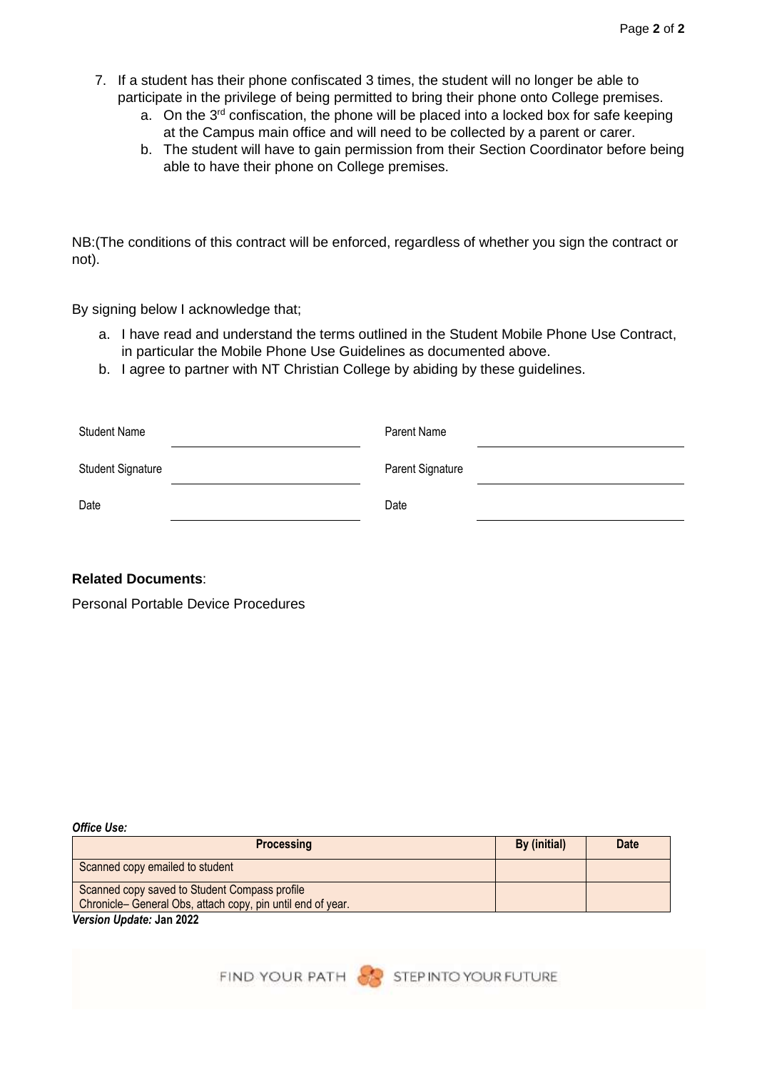7. If a student has their phone confiscated 3 times, the student will no longer be able to participate in the privilege of being permitted to bring their phone onto College premises.
   a. On the 3rd confiscation, the phone will be placed into a locked box for safe keeping at the Campus main office and will need to be collected by a parent or carer.
   b. The student will have to gain permission from their Section Coordinator before being able to have their phone on College premises.

NB:(The conditions of this contract will be enforced, regardless of whether you sign the contract or not).

By signing below I acknowledge that;

a. I have read and understand the terms outlined in the Student Mobile Phone Use Contract, in particular the Mobile Phone Use Guidelines as documented above.
b. I agree to partner with NT Christian College by abiding by these guidelines.

| | | | |
|---|---|---|---|
| Student Name | | Parent Name | |
| Student Signature | | Parent Signature | |
| Date | | Date | |

**Related Documents**:

Personal Portable Device Procedures

***Office Use:***

| Processing | By (initial) | Date |
|---|---|---|
| Scanned copy emailed to student | | |
| Scanned copy saved to Student Compass profile<br>Chronicle– General Obs, attach copy, pin until end of year. | | |

***Version Update:*** **Jan 2022**

FIND YOUR PATH STEP INTO YOUR FUTURE